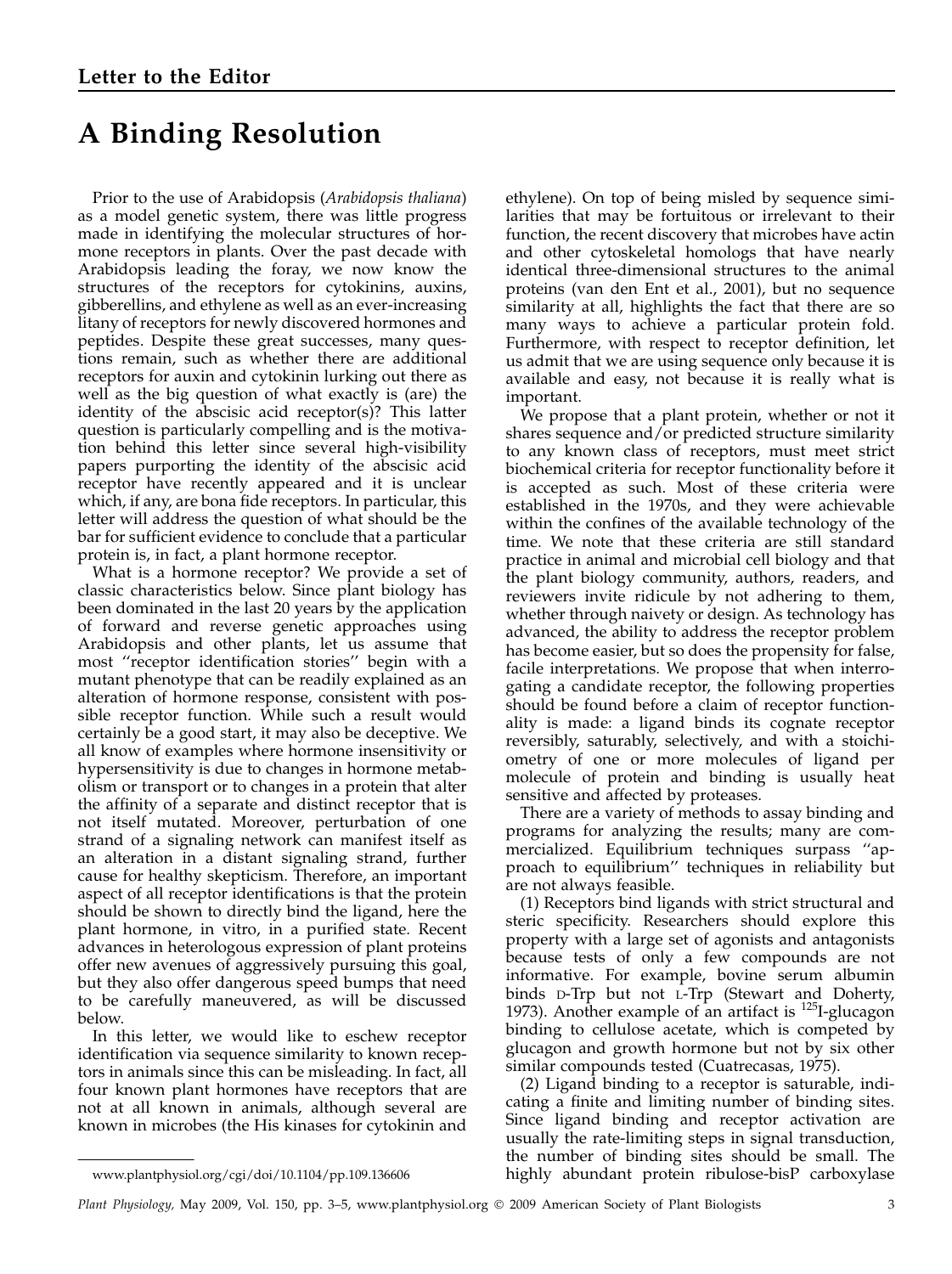**Letter to the Editor**

# A Binding Resolution

Prior to the use of Arabidopsis (*Arabidopsis thaliana*) as a model genetic system, there was little progress made in identifying the molecular structures of hormone receptors in plants. Over the past decade with Arabidopsis leading the foray, we now know the structures of the receptors for cytokinins, auxins, gibberellins, and ethylene as well as an ever-increasing litany of receptors for newly discovered hormones and peptides. Despite these great successes, many questions remain, such as whether there are additional receptors for auxin and cytokinin lurking out there as well as the big question of what exactly is (are) the identity of the abscisic acid receptor(s)? This latter question is particularly compelling and is the motivation behind this letter since several high-visibility papers purporting the identity of the abscisic acid receptor have recently appeared and it is unclear which, if any, are bona fide receptors. In particular, this letter will address the question of what should be the bar for sufficient evidence to conclude that a particular protein is, in fact, a plant hormone receptor.

What is a hormone receptor? We provide a set of classic characteristics below. Since plant biology has been dominated in the last 20 years by the application of forward and reverse genetic approaches using Arabidopsis and other plants, let us assume that most ''receptor identification stories'' begin with a mutant phenotype that can be readily explained as an alteration of hormone response, consistent with possible receptor function. While such a result would certainly be a good start, it may also be deceptive. We all know of examples where hormone insensitivity or hypersensitivity is due to changes in hormone metabolism or transport or to changes in a protein that alter the affinity of a separate and distinct receptor that is not itself mutated. Moreover, perturbation of one strand of a signaling network can manifest itself as an alteration in a distant signaling strand, further cause for healthy skepticism. Therefore, an important aspect of all receptor identifications is that the protein should be shown to directly bind the ligand, here the plant hormone, in vitro, in a purified state. Recent advances in heterologous expression of plant proteins offer new avenues of aggressively pursuing this goal, but they also offer dangerous speed bumps that need to be carefully maneuvered, as will be discussed below.

In this letter, we would like to eschew receptor identification via sequence similarity to known receptors in animals since this can be misleading. In fact, all four known plant hormones have receptors that are not at all known in animals, although several are known in microbes (the His kinases for cytokinin and ethylene). On top of being misled by sequence similarities that may be fortuitous or irrelevant to their function, the recent discovery that microbes have actin and other cytoskeletal homologs that have nearly identical three-dimensional structures to the animal proteins (van den Ent et al., 2001), but no sequence similarity at all, highlights the fact that there are so many ways to achieve a particular protein fold. Furthermore, with respect to receptor definition, let us admit that we are using sequence only because it is available and easy, not because it is really what is important.

We propose that a plant protein, whether or not it shares sequence and/or predicted structure similarity to any known class of receptors, must meet strict biochemical criteria for receptor functionality before it is accepted as such. Most of these criteria were established in the 1970s, and they were achievable within the confines of the available technology of the time. We note that these criteria are still standard practice in animal and microbial cell biology and that the plant biology community, authors, readers, and reviewers invite ridicule by not adhering to them, whether through naivety or design. As technology has advanced, the ability to address the receptor problem has become easier, but so does the propensity for false, facile interpretations. We propose that when interrogating a candidate receptor, the following properties should be found before a claim of receptor functionality is made: a ligand binds its cognate receptor reversibly, saturably, selectively, and with a stoichiometry of one or more molecules of ligand per molecule of protein and binding is usually heat sensitive and affected by proteases.

There are a variety of methods to assay binding and programs for analyzing the results; many are commercialized. Equilibrium techniques surpass ''approach to equilibrium'' techniques in reliability but are not always feasible.

(1) Receptors bind ligands with strict structural and steric specificity. Researchers should explore this property with a large set of agonists and antagonists because tests of only a few compounds are not informative. For example, bovine serum albumin binds D-Trp but not L-Trp (Stewart and Doherty, 1973). Another example of an artifact is $^{125}$I-glucagon binding to cellulose acetate, which is competed by glucagon and growth hormone but not by six other similar compounds tested (Cuatrecasas, 1975).

(2) Ligand binding to a receptor is saturable, indicating a finite and limiting number of binding sites. Since ligand binding and receptor activation are usually the rate-limiting steps in signal transduction, the number of binding sites should be small. The highly abundant protein ribulose-bisP carboxylase

www.plantphysiol.org/cgi/doi/10.1104/pp.109.136606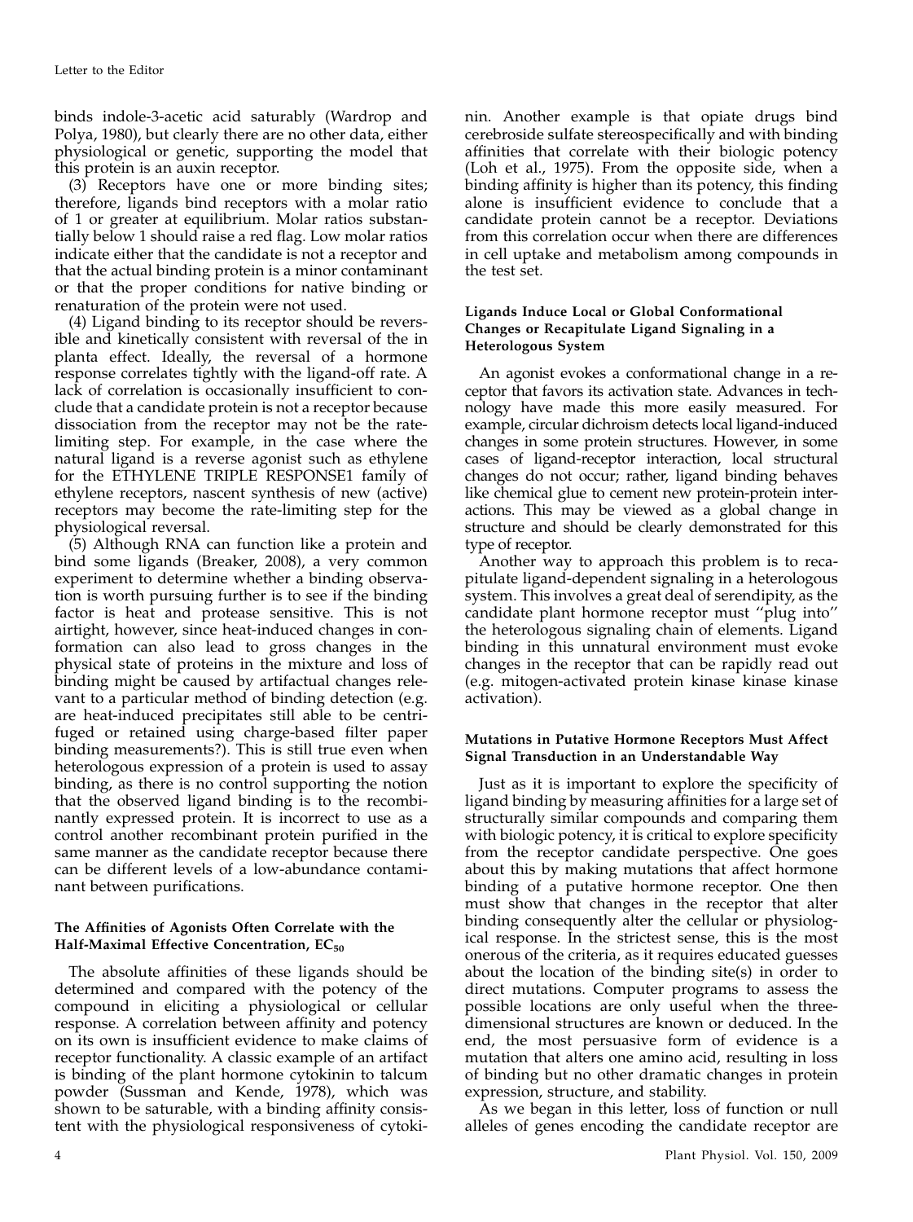binds indole-3-acetic acid saturably (Wardrop and Polya, 1980), but clearly there are no other data, either physiological or genetic, supporting the model that this protein is an auxin receptor.

(3) Receptors have one or more binding sites; therefore, ligands bind receptors with a molar ratio of 1 or greater at equilibrium. Molar ratios substantially below 1 should raise a red flag. Low molar ratios indicate either that the candidate is not a receptor and that the actual binding protein is a minor contaminant or that the proper conditions for native binding or renaturation of the protein were not used.

(4) Ligand binding to its receptor should be reversible and kinetically consistent with reversal of the in planta effect. Ideally, the reversal of a hormone response correlates tightly with the ligand-off rate. A lack of correlation is occasionally insufficient to conclude that a candidate protein is not a receptor because dissociation from the receptor may not be the rate-limiting step. For example, in the case where the natural ligand is a reverse agonist such as ethylene for the ETHYLENE TRIPLE RESPONSE1 family of ethylene receptors, nascent synthesis of new (active) receptors may become the rate-limiting step for the physiological reversal.

(5) Although RNA can function like a protein and bind some ligands (Breaker, 2008), a very common experiment to determine whether a binding observation is worth pursuing further is to see if the binding factor is heat and protease sensitive. This is not airtight, however, since heat-induced changes in conformation can also lead to gross changes in the physical state of proteins in the mixture and loss of binding might be caused by artifactual changes relevant to a particular method of binding detection (e.g. are heat-induced precipitates still able to be centrifuged or retained using charge-based filter paper binding measurements?). This is still true even when heterologous expression of a protein is used to assay binding, as there is no control supporting the notion that the observed ligand binding is to the recombinantly expressed protein. It is incorrect to use as a control another recombinant protein purified in the same manner as the candidate receptor because there can be different levels of a low-abundance contaminant between purifications.

#### The Affinities of Agonists Often Correlate with the Half-Maximal Effective Concentration, $EC_{50}$

The absolute affinities of these ligands should be determined and compared with the potency of the compound in eliciting a physiological or cellular response. A correlation between affinity and potency on its own is insufficient evidence to make claims of receptor functionality. A classic example of an artifact is binding of the plant hormone cytokinin to talcum powder (Sussman and Kende, 1978), which was shown to be saturable, with a binding affinity consistent with the physiological responsiveness of cytokinin. Another example is that opiate drugs bind cerebroside sulfate stereospecifically and with binding affinities that correlate with their biologic potency (Loh et al., 1975). From the opposite side, when a binding affinity is higher than its potency, this finding alone is insufficient evidence to conclude that a candidate protein cannot be a receptor. Deviations from this correlation occur when there are differences in cell uptake and metabolism among compounds in the test set.

#### Ligands Induce Local or Global Conformational Changes or Recapitulate Ligand Signaling in a Heterologous System

An agonist evokes a conformational change in a receptor that favors its activation state. Advances in technology have made this more easily measured. For example, circular dichroism detects local ligand-induced changes in some protein structures. However, in some cases of ligand-receptor interaction, local structural changes do not occur; rather, ligand binding behaves like chemical glue to cement new protein-protein interactions. This may be viewed as a global change in structure and should be clearly demonstrated for this type of receptor.

Another way to approach this problem is to recapitulate ligand-dependent signaling in a heterologous system. This involves a great deal of serendipity, as the candidate plant hormone receptor must "plug into" the heterologous signaling chain of elements. Ligand binding in this unnatural environment must evoke changes in the receptor that can be rapidly read out (e.g. mitogen-activated protein kinase kinase kinase activation).

#### Mutations in Putative Hormone Receptors Must Affect Signal Transduction in an Understandable Way

Just as it is important to explore the specificity of ligand binding by measuring affinities for a large set of structurally similar compounds and comparing them with biologic potency, it is critical to explore specificity from the receptor candidate perspective. One goes about this by making mutations that affect hormone binding of a putative hormone receptor. One then must show that changes in the receptor that alter binding consequently alter the cellular or physiological response. In the strictest sense, this is the most onerous of the criteria, as it requires educated guesses about the location of the binding site(s) in order to direct mutations. Computer programs to assess the possible locations are only useful when the three-dimensional structures are known or deduced. In the end, the most persuasive form of evidence is a mutation that alters one amino acid, resulting in loss of binding but no other dramatic changes in protein expression, structure, and stability.

As we began in this letter, loss of function or null alleles of genes encoding the candidate receptor are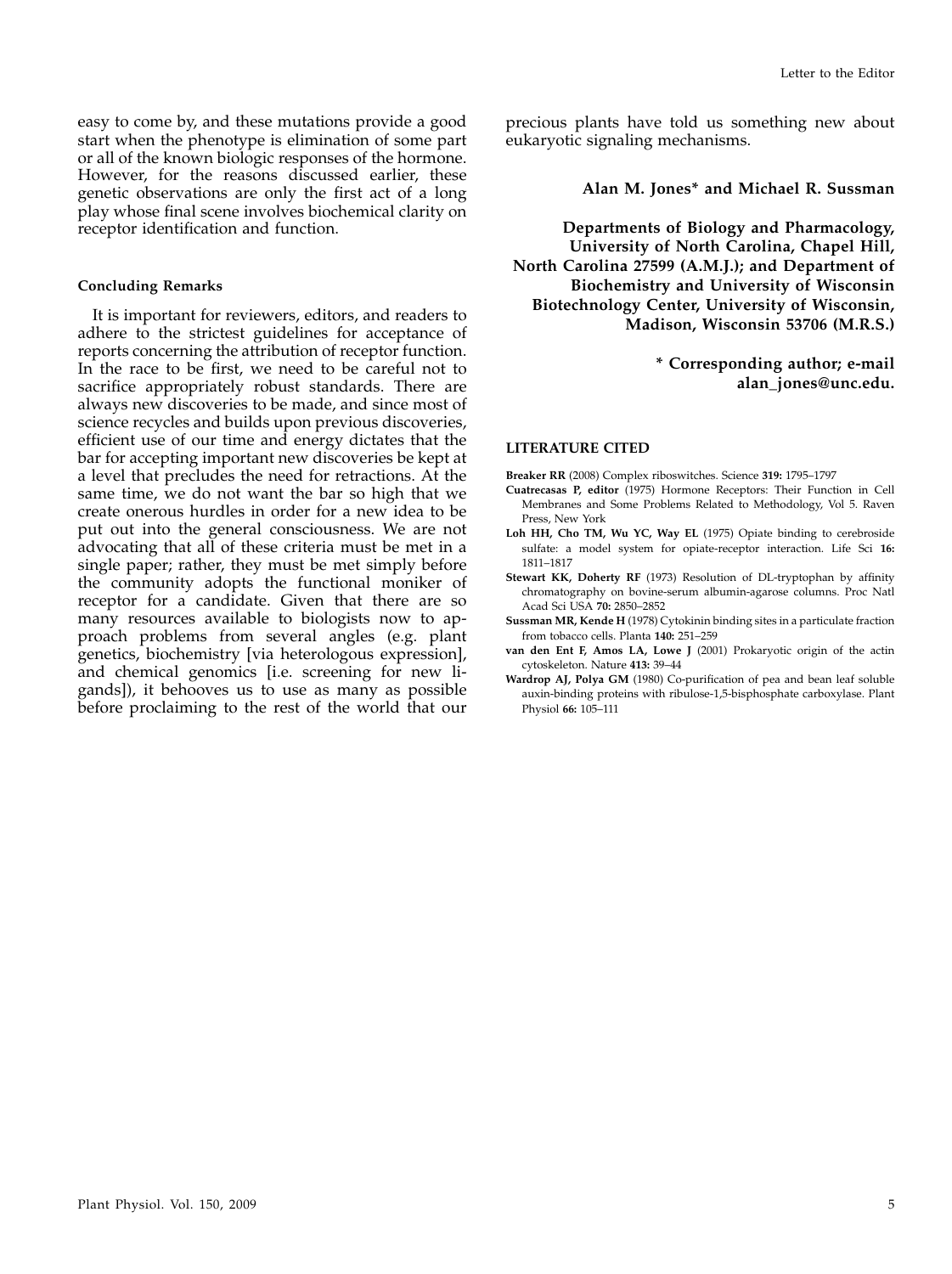easy to come by, and these mutations provide a good start when the phenotype is elimination of some part or all of the known biologic responses of the hormone. However, for the reasons discussed earlier, these genetic observations are only the first act of a long play whose final scene involves biochemical clarity on receptor identification and function.

### Concluding Remarks

It is important for reviewers, editors, and readers to adhere to the strictest guidelines for acceptance of reports concerning the attribution of receptor function. In the race to be first, we need to be careful not to sacrifice appropriately robust standards. There are always new discoveries to be made, and since most of science recycles and builds upon previous discoveries, efficient use of our time and energy dictates that the bar for accepting important new discoveries be kept at a level that precludes the need for retractions. At the same time, we do not want the bar so high that we create onerous hurdles in order for a new idea to be put out into the general consciousness. We are not advocating that all of these criteria must be met in a single paper; rather, they must be met simply before the community adopts the functional moniker of receptor for a candidate. Given that there are so many resources available to biologists now to approach problems from several angles (e.g. plant genetics, biochemistry [via heterologous expression], and chemical genomics [i.e. screening for new ligands]), it behooves us to use as many as possible before proclaiming to the rest of the world that our precious plants have told us something new about eukaryotic signaling mechanisms.

**Alan M. Jones* and Michael R. Sussman**

**Departments of Biology and Pharmacology, University of North Carolina, Chapel Hill, North Carolina 27599 (A.M.J.); and Department of Biochemistry and University of Wisconsin Biotechnology Center, University of Wisconsin, Madison, Wisconsin 53706 (M.R.S.)**

**\* Corresponding author; e-mail alan_jones@unc.edu.**

## LITERATURE CITED

**Breaker RR** (2008) Complex riboswitches. Science **319:** 1795–1797

**Cuatrecasas P, editor** (1975) Hormone Receptors: Their Function in Cell Membranes and Some Problems Related to Methodology, Vol 5. Raven Press, New York

**Loh HH, Cho TM, Wu YC, Way EL** (1975) Opiate binding to cerebroside sulfate: a model system for opiate-receptor interaction. Life Sci **16:** 1811–1817

**Stewart KK, Doherty RF** (1973) Resolution of DL-tryptophan by affinity chromatography on bovine-serum albumin-agarose columns. Proc Natl Acad Sci USA **70:** 2850–2852

**Sussman MR, Kende H** (1978) Cytokinin binding sites in a particulate fraction from tobacco cells. Planta **140:** 251–259

**van den Ent F, Amos LA, Lowe J** (2001) Prokaryotic origin of the actin cytoskeleton. Nature **413:** 39–44

**Wardrop AJ, Polya GM** (1980) Co-purification of pea and bean leaf soluble auxin-binding proteins with ribulose-1,5-bisphosphate carboxylase. Plant Physiol **66:** 105–111